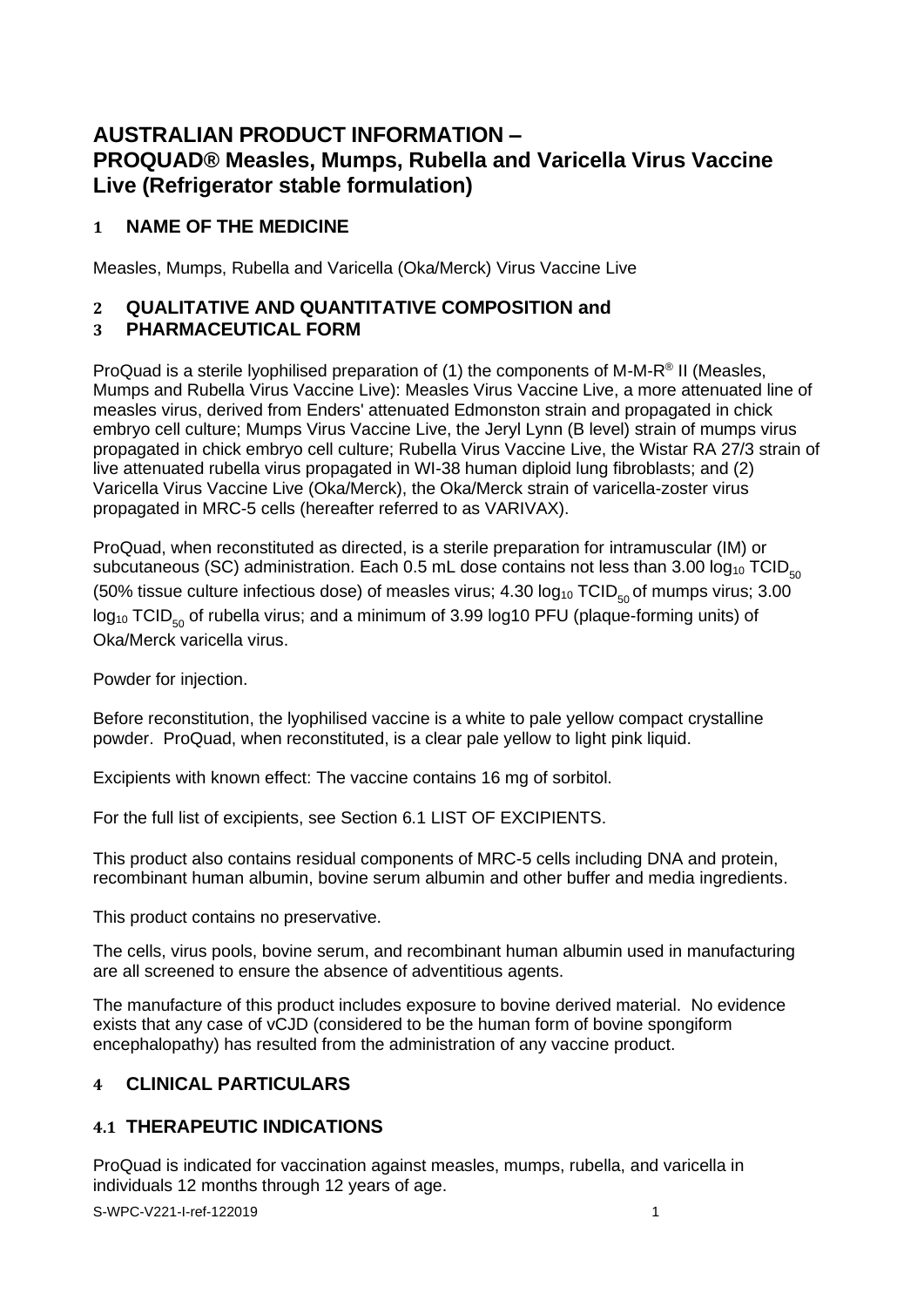# AUSTRALIAN PRODUCT INFORMATION – PROQUAD® Measles, Mumps, Rubella and Varicella Virus Vaccine Live (Refrigerator stable formulation)

## 1 NAME OF THE MEDICINE

Measles, Mumps, Rubella and Varicella (Oka/Merck) Virus Vaccine Live

## 2 QUALITATIVE AND QUANTITATIVE COMPOSITION and
## 3 PHARMACEUTICAL FORM

ProQuad is a sterile lyophilised preparation of (1) the components of M-M-R® II (Measles, Mumps and Rubella Virus Vaccine Live): Measles Virus Vaccine Live, a more attenuated line of measles virus, derived from Enders' attenuated Edmonston strain and propagated in chick embryo cell culture; Mumps Virus Vaccine Live, the Jeryl Lynn (B level) strain of mumps virus propagated in chick embryo cell culture; Rubella Virus Vaccine Live, the Wistar RA 27/3 strain of live attenuated rubella virus propagated in WI-38 human diploid lung fibroblasts; and (2) Varicella Virus Vaccine Live (Oka/Merck), the Oka/Merck strain of varicella-zoster virus propagated in MRC-5 cells (hereafter referred to as VARIVAX).

ProQuad, when reconstituted as directed, is a sterile preparation for intramuscular (IM) or subcutaneous (SC) administration. Each 0.5 mL dose contains not less than 3.00 $\log_{10}$ $TCID_{50}$ (50% tissue culture infectious dose) of measles virus; 4.30 $\log_{10}$ $TCID_{50}$ of mumps virus; 3.00 $\log_{10}$ $TCID_{50}$ of rubella virus; and a minimum of 3.99 log10 PFU (plaque-forming units) of Oka/Merck varicella virus.

Powder for injection.

Before reconstitution, the lyophilised vaccine is a white to pale yellow compact crystalline powder. ProQuad, when reconstituted, is a clear pale yellow to light pink liquid.

Excipients with known effect: The vaccine contains 16 mg of sorbitol.

For the full list of excipients, see Section 6.1 LIST OF EXCIPIENTS.

This product also contains residual components of MRC-5 cells including DNA and protein, recombinant human albumin, bovine serum albumin and other buffer and media ingredients.

This product contains no preservative.

The cells, virus pools, bovine serum, and recombinant human albumin used in manufacturing are all screened to ensure the absence of adventitious agents.

The manufacture of this product includes exposure to bovine derived material. No evidence exists that any case of vCJD (considered to be the human form of bovine spongiform encephalopathy) has resulted from the administration of any vaccine product.

## 4 CLINICAL PARTICULARS

### 4.1 THERAPEUTIC INDICATIONS

ProQuad is indicated for vaccination against measles, mumps, rubella, and varicella in individuals 12 months through 12 years of age.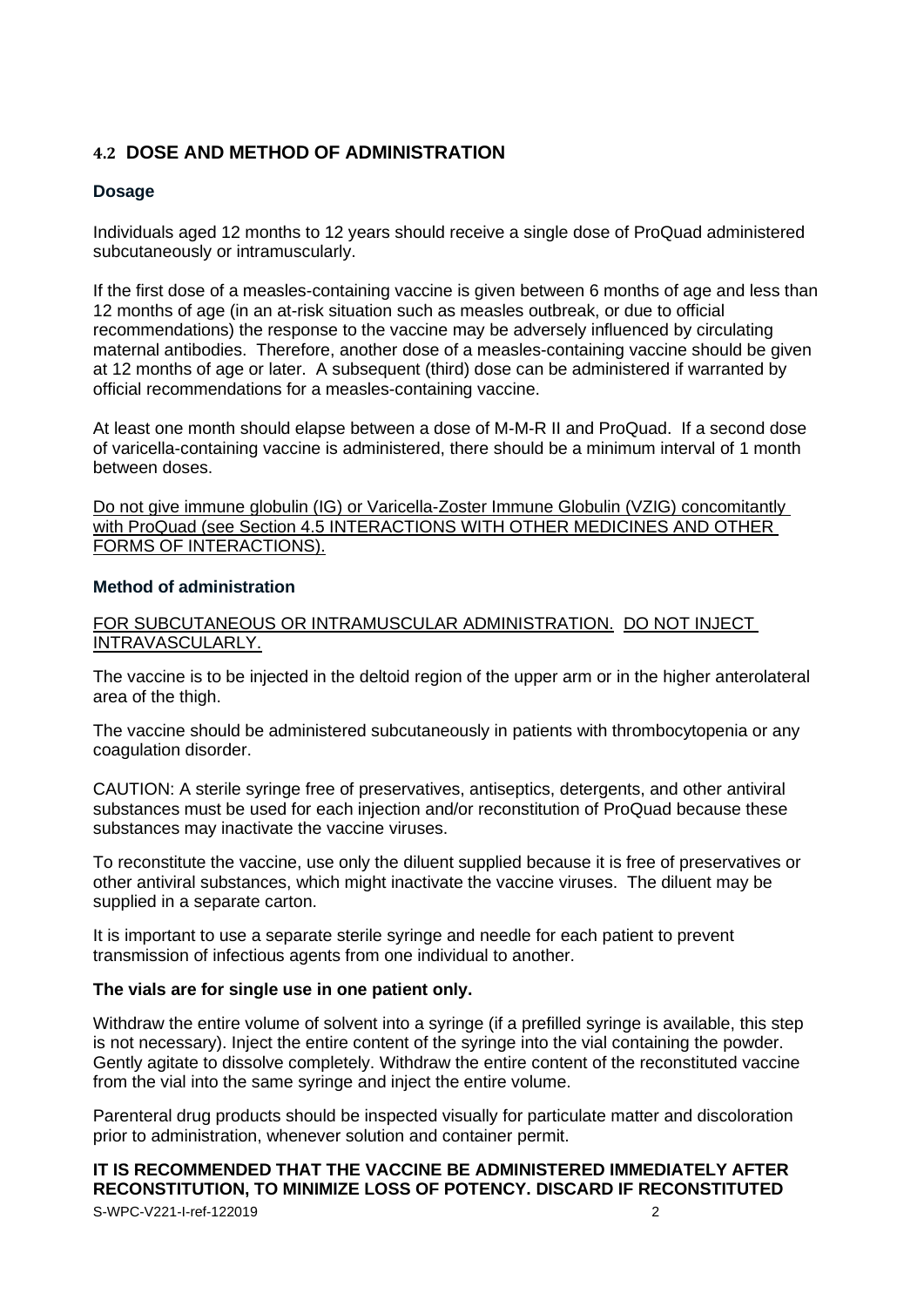## 4.2 DOSE AND METHOD OF ADMINISTRATION

### Dosage

Individuals aged 12 months to 12 years should receive a single dose of ProQuad administered subcutaneously or intramuscularly.

If the first dose of a measles-containing vaccine is given between 6 months of age and less than 12 months of age (in an at-risk situation such as measles outbreak, or due to official recommendations) the response to the vaccine may be adversely influenced by circulating maternal antibodies. Therefore, another dose of a measles-containing vaccine should be given at 12 months of age or later. A subsequent (third) dose can be administered if warranted by official recommendations for a measles-containing vaccine.

At least one month should elapse between a dose of M-M-R II and ProQuad. If a second dose of varicella-containing vaccine is administered, there should be a minimum interval of 1 month between doses.

Do not give immune globulin (IG) or Varicella-Zoster Immune Globulin (VZIG) concomitantly with ProQuad (see Section 4.5 INTERACTIONS WITH OTHER MEDICINES AND OTHER FORMS OF INTERACTIONS).

### Method of administration

FOR SUBCUTANEOUS OR INTRAMUSCULAR ADMINISTRATION. DO NOT INJECT INTRAVASCULARLY.

The vaccine is to be injected in the deltoid region of the upper arm or in the higher anterolateral area of the thigh.

The vaccine should be administered subcutaneously in patients with thrombocytopenia or any coagulation disorder.

CAUTION: A sterile syringe free of preservatives, antiseptics, detergents, and other antiviral substances must be used for each injection and/or reconstitution of ProQuad because these substances may inactivate the vaccine viruses.

To reconstitute the vaccine, use only the diluent supplied because it is free of preservatives or other antiviral substances, which might inactivate the vaccine viruses. The diluent may be supplied in a separate carton.

It is important to use a separate sterile syringe and needle for each patient to prevent transmission of infectious agents from one individual to another.

**The vials are for single use in one patient only.**

Withdraw the entire volume of solvent into a syringe (if a prefilled syringe is available, this step is not necessary). Inject the entire content of the syringe into the vial containing the powder. Gently agitate to dissolve completely. Withdraw the entire content of the reconstituted vaccine from the vial into the same syringe and inject the entire volume.

Parenteral drug products should be inspected visually for particulate matter and discoloration prior to administration, whenever solution and container permit.

**IT IS RECOMMENDED THAT THE VACCINE BE ADMINISTERED IMMEDIATELY AFTER RECONSTITUTION, TO MINIMIZE LOSS OF POTENCY. DISCARD IF RECONSTITUTED**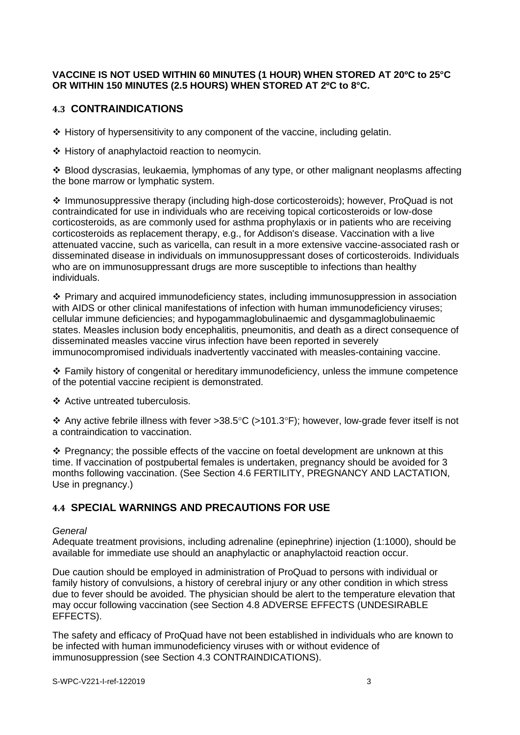**VACCINE IS NOT USED WITHIN 60 MINUTES (1 HOUR) WHEN STORED AT 20ºC to 25°C OR WITHIN 150 MINUTES (2.5 HOURS) WHEN STORED AT 2ºC to 8°C.**

## 4.3 CONTRAINDICATIONS

❖ History of hypersensitivity to any component of the vaccine, including gelatin.

❖ History of anaphylactoid reaction to neomycin.

❖ Blood dyscrasias, leukaemia, lymphomas of any type, or other malignant neoplasms affecting the bone marrow or lymphatic system.

❖ Immunosuppressive therapy (including high-dose corticosteroids); however, ProQuad is not contraindicated for use in individuals who are receiving topical corticosteroids or low-dose corticosteroids, as are commonly used for asthma prophylaxis or in patients who are receiving corticosteroids as replacement therapy, e.g., for Addison's disease. Vaccination with a live attenuated vaccine, such as varicella, can result in a more extensive vaccine-associated rash or disseminated disease in individuals on immunosuppressant doses of corticosteroids. Individuals who are on immunosuppressant drugs are more susceptible to infections than healthy individuals.

❖ Primary and acquired immunodeficiency states, including immunosuppression in association with AIDS or other clinical manifestations of infection with human immunodeficiency viruses; cellular immune deficiencies; and hypogammaglobulinaemic and dysgammaglobulinaemic states. Measles inclusion body encephalitis, pneumonitis, and death as a direct consequence of disseminated measles vaccine virus infection have been reported in severely immunocompromised individuals inadvertently vaccinated with measles-containing vaccine.

❖ Family history of congenital or hereditary immunodeficiency, unless the immune competence of the potential vaccine recipient is demonstrated.

❖ Active untreated tuberculosis.

❖ Any active febrile illness with fever >38.5°C (>101.3°F); however, low-grade fever itself is not a contraindication to vaccination.

❖ Pregnancy; the possible effects of the vaccine on foetal development are unknown at this time. If vaccination of postpubertal females is undertaken, pregnancy should be avoided for 3 months following vaccination. (See Section 4.6 FERTILITY, PREGNANCY AND LACTATION, Use in pregnancy.)

## 4.4 SPECIAL WARNINGS AND PRECAUTIONS FOR USE

*General*

Adequate treatment provisions, including adrenaline (epinephrine) injection (1:1000), should be available for immediate use should an anaphylactic or anaphylactoid reaction occur.

Due caution should be employed in administration of ProQuad to persons with individual or family history of convulsions, a history of cerebral injury or any other condition in which stress due to fever should be avoided. The physician should be alert to the temperature elevation that may occur following vaccination (see Section 4.8 ADVERSE EFFECTS (UNDESIRABLE EFFECTS).

The safety and efficacy of ProQuad have not been established in individuals who are known to be infected with human immunodeficiency viruses with or without evidence of immunosuppression (see Section 4.3 CONTRAINDICATIONS).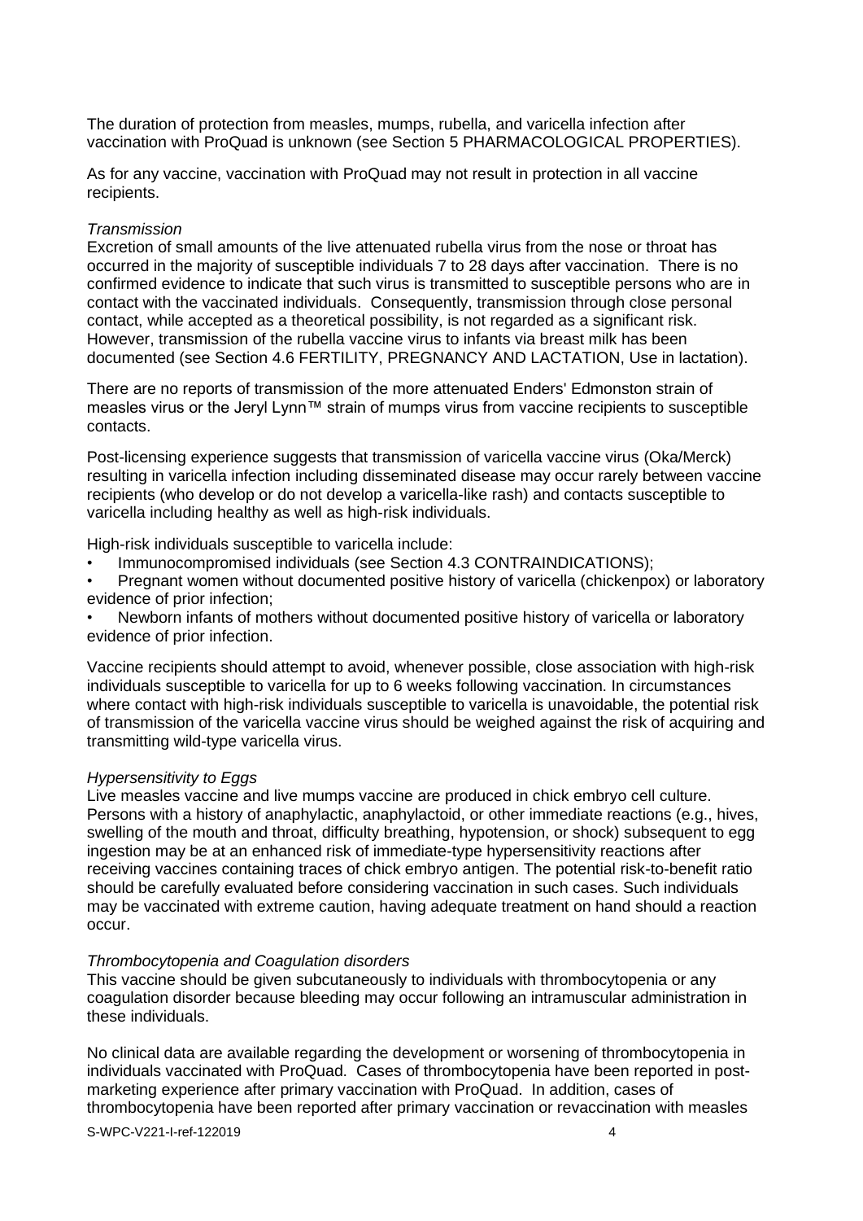The duration of protection from measles, mumps, rubella, and varicella infection after vaccination with ProQuad is unknown (see Section 5 PHARMACOLOGICAL PROPERTIES).

As for any vaccine, vaccination with ProQuad may not result in protection in all vaccine recipients.

*Transmission*

Excretion of small amounts of the live attenuated rubella virus from the nose or throat has occurred in the majority of susceptible individuals 7 to 28 days after vaccination. There is no confirmed evidence to indicate that such virus is transmitted to susceptible persons who are in contact with the vaccinated individuals. Consequently, transmission through close personal contact, while accepted as a theoretical possibility, is not regarded as a significant risk. However, transmission of the rubella vaccine virus to infants via breast milk has been documented (see Section 4.6 FERTILITY, PREGNANCY AND LACTATION, Use in lactation).

There are no reports of transmission of the more attenuated Enders' Edmonston strain of measles virus or the Jeryl Lynn™ strain of mumps virus from vaccine recipients to susceptible contacts.

Post-licensing experience suggests that transmission of varicella vaccine virus (Oka/Merck) resulting in varicella infection including disseminated disease may occur rarely between vaccine recipients (who develop or do not develop a varicella-like rash) and contacts susceptible to varicella including healthy as well as high-risk individuals.

High-risk individuals susceptible to varicella include:

- Immunocompromised individuals (see Section 4.3 CONTRAINDICATIONS);
- Pregnant women without documented positive history of varicella (chickenpox) or laboratory evidence of prior infection;
- Newborn infants of mothers without documented positive history of varicella or laboratory evidence of prior infection.

Vaccine recipients should attempt to avoid, whenever possible, close association with high-risk individuals susceptible to varicella for up to 6 weeks following vaccination. In circumstances where contact with high-risk individuals susceptible to varicella is unavoidable, the potential risk of transmission of the varicella vaccine virus should be weighed against the risk of acquiring and transmitting wild-type varicella virus.

*Hypersensitivity to Eggs*

Live measles vaccine and live mumps vaccine are produced in chick embryo cell culture. Persons with a history of anaphylactic, anaphylactoid, or other immediate reactions (e.g., hives, swelling of the mouth and throat, difficulty breathing, hypotension, or shock) subsequent to egg ingestion may be at an enhanced risk of immediate-type hypersensitivity reactions after receiving vaccines containing traces of chick embryo antigen. The potential risk-to-benefit ratio should be carefully evaluated before considering vaccination in such cases. Such individuals may be vaccinated with extreme caution, having adequate treatment on hand should a reaction occur.

*Thrombocytopenia and Coagulation disorders*

This vaccine should be given subcutaneously to individuals with thrombocytopenia or any coagulation disorder because bleeding may occur following an intramuscular administration in these individuals.

No clinical data are available regarding the development or worsening of thrombocytopenia in individuals vaccinated with ProQuad. Cases of thrombocytopenia have been reported in post-marketing experience after primary vaccination with ProQuad. In addition, cases of thrombocytopenia have been reported after primary vaccination or revaccination with measles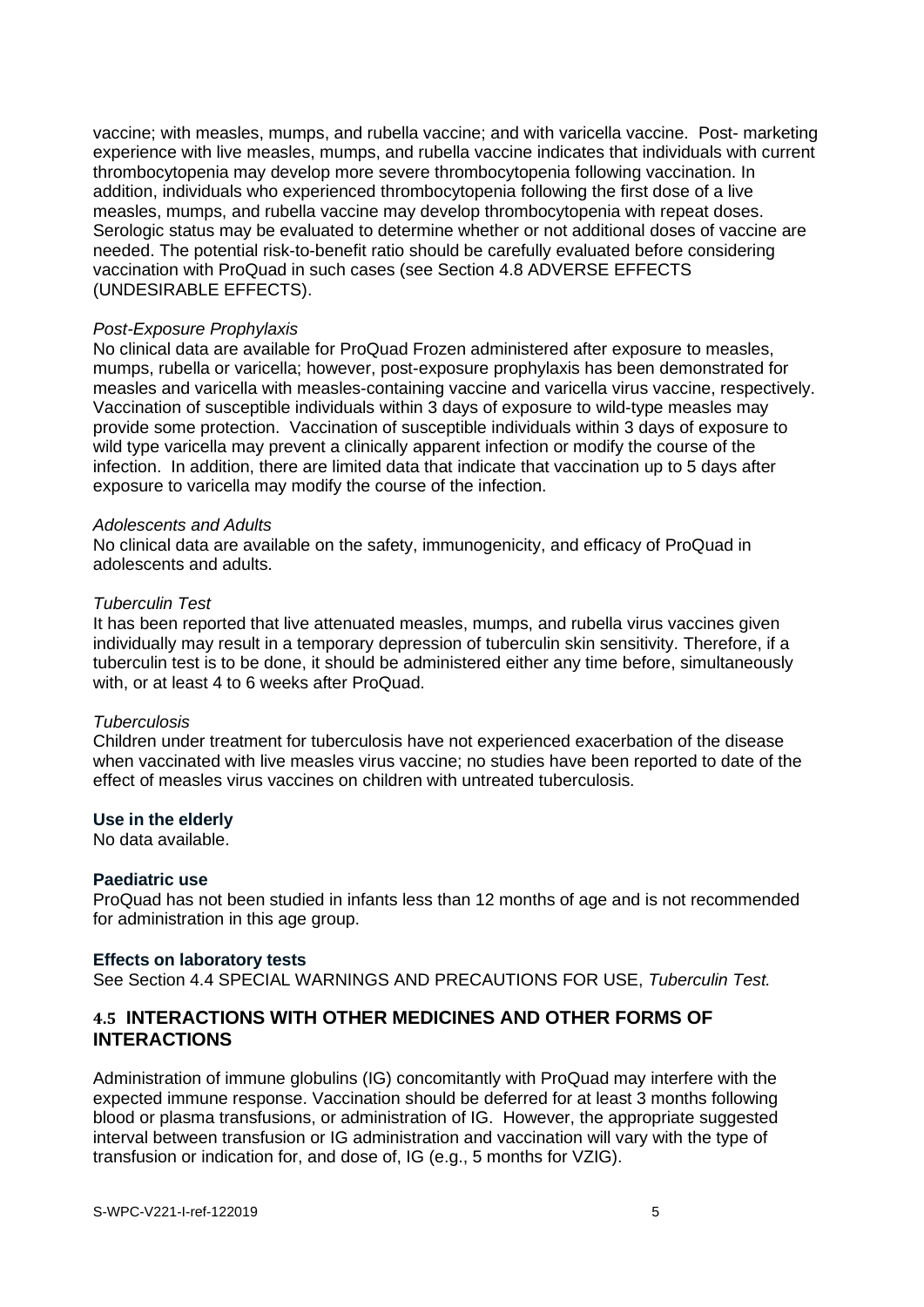vaccine; with measles, mumps, and rubella vaccine; and with varicella vaccine. Post- marketing experience with live measles, mumps, and rubella vaccine indicates that individuals with current thrombocytopenia may develop more severe thrombocytopenia following vaccination. In addition, individuals who experienced thrombocytopenia following the first dose of a live measles, mumps, and rubella vaccine may develop thrombocytopenia with repeat doses. Serologic status may be evaluated to determine whether or not additional doses of vaccine are needed. The potential risk-to-benefit ratio should be carefully evaluated before considering vaccination with ProQuad in such cases (see Section 4.8 ADVERSE EFFECTS (UNDESIRABLE EFFECTS).

*Post-Exposure Prophylaxis*

No clinical data are available for ProQuad Frozen administered after exposure to measles, mumps, rubella or varicella; however, post-exposure prophylaxis has been demonstrated for measles and varicella with measles-containing vaccine and varicella virus vaccine, respectively. Vaccination of susceptible individuals within 3 days of exposure to wild-type measles may provide some protection. Vaccination of susceptible individuals within 3 days of exposure to wild type varicella may prevent a clinically apparent infection or modify the course of the infection. In addition, there are limited data that indicate that vaccination up to 5 days after exposure to varicella may modify the course of the infection.

*Adolescents and Adults*

No clinical data are available on the safety, immunogenicity, and efficacy of ProQuad in adolescents and adults.

*Tuberculin Test*

It has been reported that live attenuated measles, mumps, and rubella virus vaccines given individually may result in a temporary depression of tuberculin skin sensitivity. Therefore, if a tuberculin test is to be done, it should be administered either any time before, simultaneously with, or at least 4 to 6 weeks after ProQuad.

*Tuberculosis*

Children under treatment for tuberculosis have not experienced exacerbation of the disease when vaccinated with live measles virus vaccine; no studies have been reported to date of the effect of measles virus vaccines on children with untreated tuberculosis.

**Use in the elderly**

No data available.

**Paediatric use**

ProQuad has not been studied in infants less than 12 months of age and is not recommended for administration in this age group.

**Effects on laboratory tests**

See Section 4.4 SPECIAL WARNINGS AND PRECAUTIONS FOR USE, *Tuberculin Test.*

## 4.5 INTERACTIONS WITH OTHER MEDICINES AND OTHER FORMS OF INTERACTIONS

Administration of immune globulins (IG) concomitantly with ProQuad may interfere with the expected immune response. Vaccination should be deferred for at least 3 months following blood or plasma transfusions, or administration of IG. However, the appropriate suggested interval between transfusion or IG administration and vaccination will vary with the type of transfusion or indication for, and dose of, IG (e.g., 5 months for VZIG).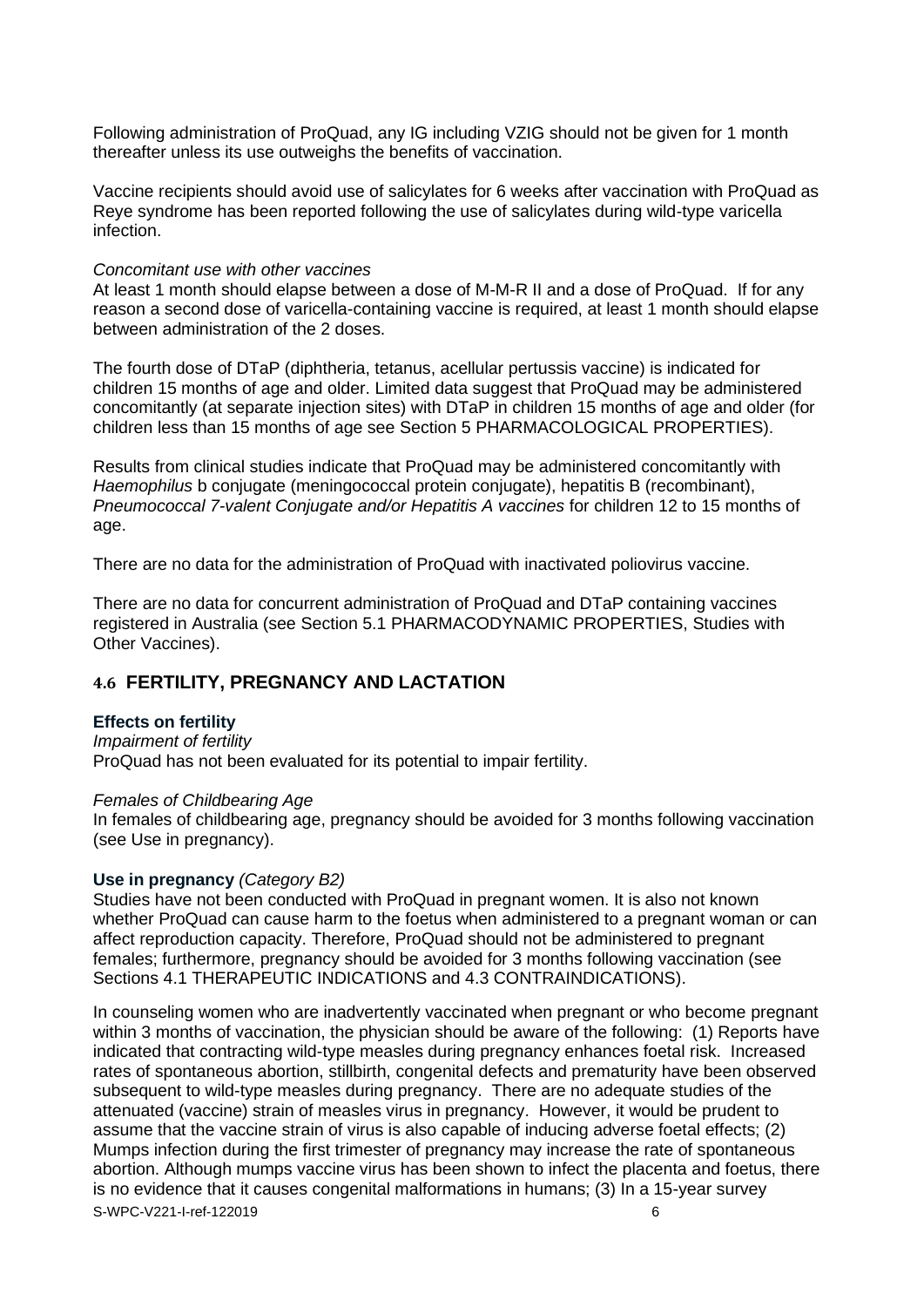Following administration of ProQuad, any IG including VZIG should not be given for 1 month thereafter unless its use outweighs the benefits of vaccination.

Vaccine recipients should avoid use of salicylates for 6 weeks after vaccination with ProQuad as Reye syndrome has been reported following the use of salicylates during wild-type varicella infection.

*Concomitant use with other vaccines*

At least 1 month should elapse between a dose of M-M-R II and a dose of ProQuad. If for any reason a second dose of varicella-containing vaccine is required, at least 1 month should elapse between administration of the 2 doses.

The fourth dose of DTaP (diphtheria, tetanus, acellular pertussis vaccine) is indicated for children 15 months of age and older. Limited data suggest that ProQuad may be administered concomitantly (at separate injection sites) with DTaP in children 15 months of age and older (for children less than 15 months of age see Section 5 PHARMACOLOGICAL PROPERTIES).

Results from clinical studies indicate that ProQuad may be administered concomitantly with *Haemophilus* b conjugate (meningococcal protein conjugate), hepatitis B (recombinant), *Pneumococcal 7-valent Conjugate and/or Hepatitis A vaccines* for children 12 to 15 months of age.

There are no data for the administration of ProQuad with inactivated poliovirus vaccine.

There are no data for concurrent administration of ProQuad and DTaP containing vaccines registered in Australia (see Section 5.1 PHARMACODYNAMIC PROPERTIES, Studies with Other Vaccines).

## 4.6 FERTILITY, PREGNANCY AND LACTATION

**Effects on fertility**

*Impairment of fertility*

ProQuad has not been evaluated for its potential to impair fertility.

*Females of Childbearing Age*

In females of childbearing age, pregnancy should be avoided for 3 months following vaccination (see Use in pregnancy).

**Use in pregnancy** *(Category B2)*

Studies have not been conducted with ProQuad in pregnant women. It is also not known whether ProQuad can cause harm to the foetus when administered to a pregnant woman or can affect reproduction capacity. Therefore, ProQuad should not be administered to pregnant females; furthermore, pregnancy should be avoided for 3 months following vaccination (see Sections 4.1 THERAPEUTIC INDICATIONS and 4.3 CONTRAINDICATIONS).

In counseling women who are inadvertently vaccinated when pregnant or who become pregnant within 3 months of vaccination, the physician should be aware of the following: (1) Reports have indicated that contracting wild-type measles during pregnancy enhances foetal risk. Increased rates of spontaneous abortion, stillbirth, congenital defects and prematurity have been observed subsequent to wild-type measles during pregnancy. There are no adequate studies of the attenuated (vaccine) strain of measles virus in pregnancy. However, it would be prudent to assume that the vaccine strain of virus is also capable of inducing adverse foetal effects; (2) Mumps infection during the first trimester of pregnancy may increase the rate of spontaneous abortion. Although mumps vaccine virus has been shown to infect the placenta and foetus, there is no evidence that it causes congenital malformations in humans; (3) In a 15-year survey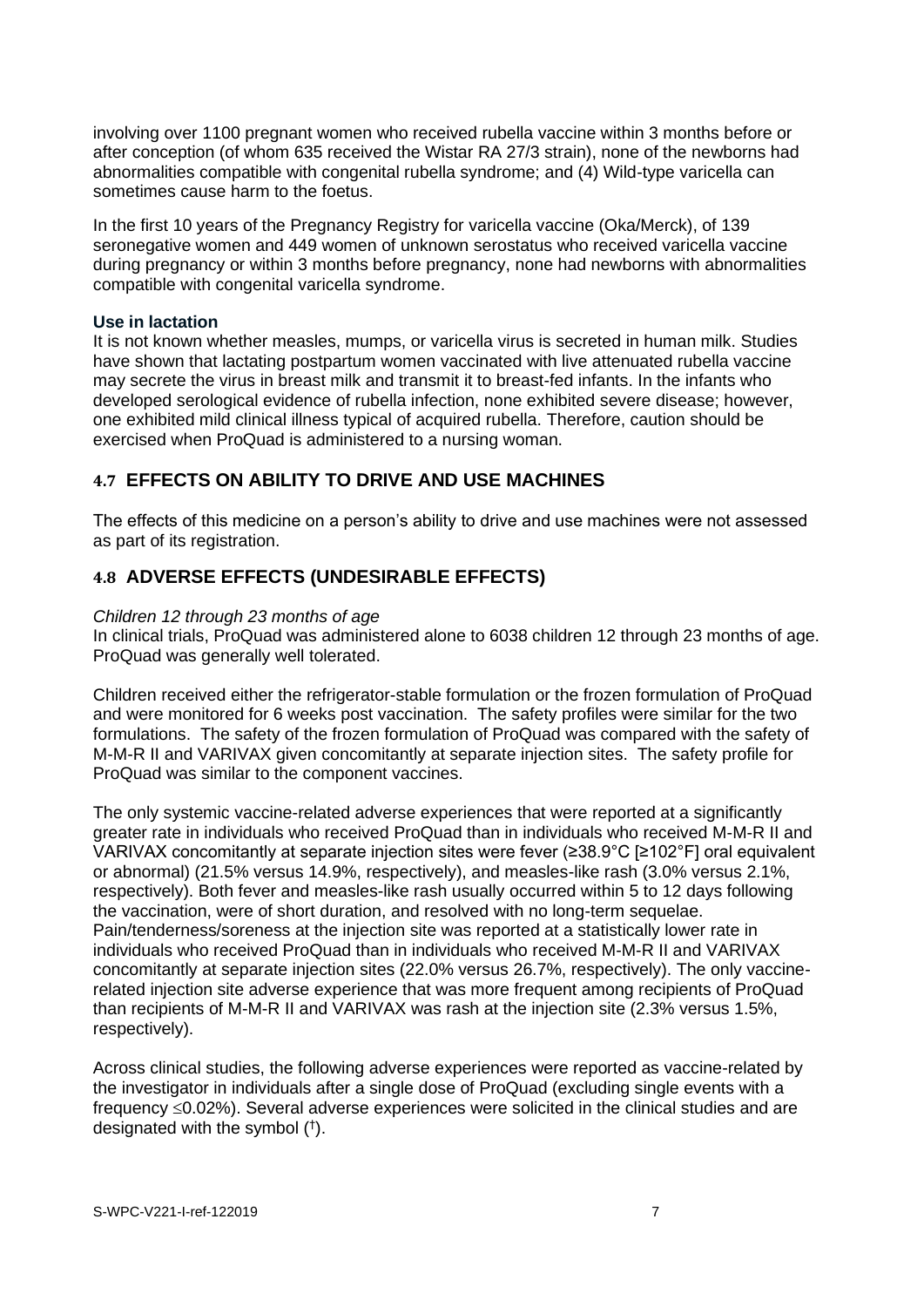involving over 1100 pregnant women who received rubella vaccine within 3 months before or after conception (of whom 635 received the Wistar RA 27/3 strain), none of the newborns had abnormalities compatible with congenital rubella syndrome; and (4) Wild-type varicella can sometimes cause harm to the foetus.

In the first 10 years of the Pregnancy Registry for varicella vaccine (Oka/Merck), of 139 seronegative women and 449 women of unknown serostatus who received varicella vaccine during pregnancy or within 3 months before pregnancy, none had newborns with abnormalities compatible with congenital varicella syndrome.

**Use in lactation**

It is not known whether measles, mumps, or varicella virus is secreted in human milk. Studies have shown that lactating postpartum women vaccinated with live attenuated rubella vaccine may secrete the virus in breast milk and transmit it to breast-fed infants. In the infants who developed serological evidence of rubella infection, none exhibited severe disease; however, one exhibited mild clinical illness typical of acquired rubella. Therefore, caution should be exercised when ProQuad is administered to a nursing woman.

## 4.7 EFFECTS ON ABILITY TO DRIVE AND USE MACHINES

The effects of this medicine on a person's ability to drive and use machines were not assessed as part of its registration.

## 4.8 ADVERSE EFFECTS (UNDESIRABLE EFFECTS)

*Children 12 through 23 months of age*

In clinical trials, ProQuad was administered alone to 6038 children 12 through 23 months of age. ProQuad was generally well tolerated.

Children received either the refrigerator-stable formulation or the frozen formulation of ProQuad and were monitored for 6 weeks post vaccination. The safety profiles were similar for the two formulations. The safety of the frozen formulation of ProQuad was compared with the safety of M-M-R II and VARIVAX given concomitantly at separate injection sites. The safety profile for ProQuad was similar to the component vaccines.

The only systemic vaccine-related adverse experiences that were reported at a significantly greater rate in individuals who received ProQuad than in individuals who received M-M-R II and VARIVAX concomitantly at separate injection sites were fever (≥38.9°C [≥102°F] oral equivalent or abnormal) (21.5% versus 14.9%, respectively), and measles-like rash (3.0% versus 2.1%, respectively). Both fever and measles-like rash usually occurred within 5 to 12 days following the vaccination, were of short duration, and resolved with no long-term sequelae. Pain/tenderness/soreness at the injection site was reported at a statistically lower rate in individuals who received ProQuad than in individuals who received M-M-R II and VARIVAX concomitantly at separate injection sites (22.0% versus 26.7%, respectively). The only vaccine-related injection site adverse experience that was more frequent among recipients of ProQuad than recipients of M-M-R II and VARIVAX was rash at the injection site (2.3% versus 1.5%, respectively).

Across clinical studies, the following adverse experiences were reported as vaccine-related by the investigator in individuals after a single dose of ProQuad (excluding single events with a frequency ≤0.02%). Several adverse experiences were solicited in the clinical studies and are designated with the symbol (†).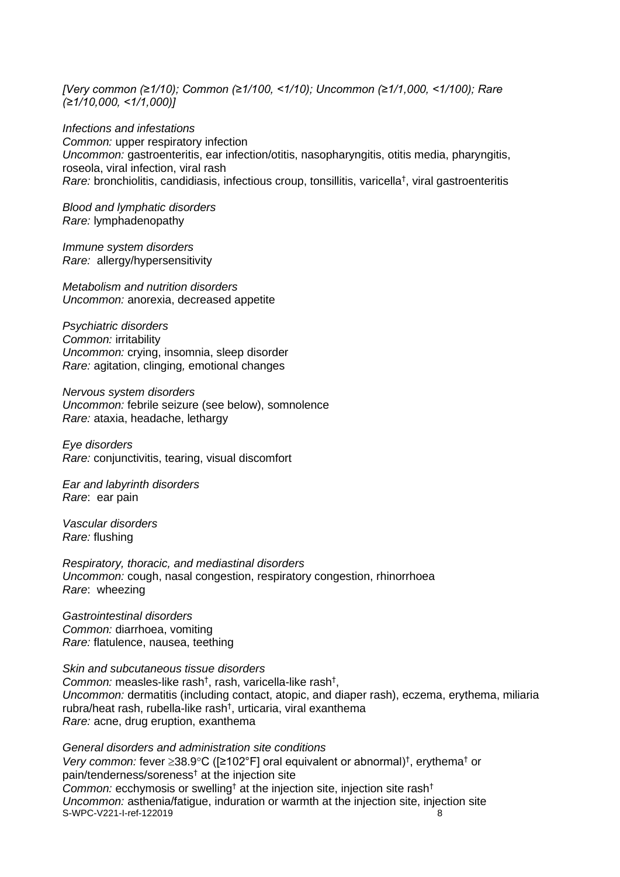*[Very common (≥1/10); Common (≥1/100, <1/10); Uncommon (≥1/1,000, <1/100); Rare (≥1/10,000, <1/1,000)]*

*Infections and infestations*
*Common:* upper respiratory infection
*Uncommon:* gastroenteritis, ear infection/otitis, nasopharyngitis, otitis media, pharyngitis, roseola, viral infection, viral rash
*Rare:* bronchiolitis, candidiasis, infectious croup, tonsillitis, varicella†, viral gastroenteritis

*Blood and lymphatic disorders*
*Rare:* lymphadenopathy

*Immune system disorders*
*Rare:* allergy/hypersensitivity

*Metabolism and nutrition disorders*
*Uncommon:* anorexia, decreased appetite

*Psychiatric disorders*
*Common:* irritability
*Uncommon:* crying, insomnia, sleep disorder
*Rare:* agitation, clinging, emotional changes

*Nervous system disorders*
*Uncommon:* febrile seizure (see below), somnolence
*Rare:* ataxia, headache, lethargy

*Eye disorders*
*Rare:* conjunctivitis, tearing, visual discomfort

*Ear and labyrinth disorders*
*Rare*: ear pain

*Vascular disorders*
*Rare:* flushing

*Respiratory, thoracic, and mediastinal disorders*
*Uncommon:* cough, nasal congestion, respiratory congestion, rhinorrhoea
*Rare*: wheezing

*Gastrointestinal disorders*
*Common:* diarrhoea, vomiting
*Rare:* flatulence, nausea, teething

*Skin and subcutaneous tissue disorders*
*Common:* measles-like rash†, rash, varicella-like rash†,
*Uncommon:* dermatitis (including contact, atopic, and diaper rash), eczema, erythema, miliaria rubra/heat rash, rubella-like rash†, urticaria, viral exanthema
*Rare:* acne, drug eruption, exanthema

*General disorders and administration site conditions*
*Very common:* fever ≥38.9°C ([≥102°F] oral equivalent or abnormal)†, erythema† or pain/tenderness/soreness† at the injection site
*Common:* ecchymosis or swelling† at the injection site, injection site rash†
*Uncommon:* asthenia/fatigue, induration or warmth at the injection site, injection site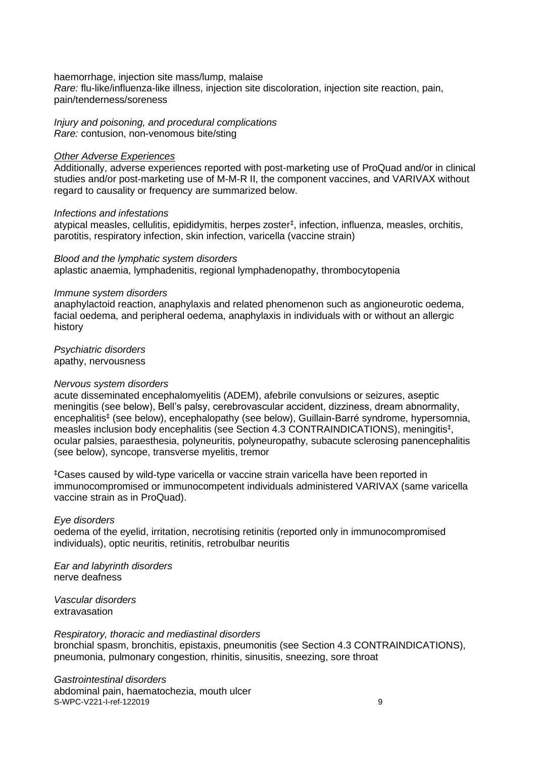haemorrhage, injection site mass/lump, malaise
*Rare:* flu-like/influenza-like illness, injection site discoloration, injection site reaction, pain, pain/tenderness/soreness

*Injury and poisoning, and procedural complications*
*Rare:* contusion, non-venomous bite/sting

*Other Adverse Experiences*

Additionally, adverse experiences reported with post-marketing use of ProQuad and/or in clinical studies and/or post-marketing use of M-M-R II, the component vaccines, and VARIVAX without regard to causality or frequency are summarized below.

*Infections and infestations*
atypical measles, cellulitis, epididymitis, herpes zoster‡, infection, influenza, measles, orchitis, parotitis, respiratory infection, skin infection, varicella (vaccine strain)

*Blood and the lymphatic system disorders*
aplastic anaemia, lymphadenitis, regional lymphadenopathy, thrombocytopenia

*Immune system disorders*
anaphylactoid reaction, anaphylaxis and related phenomenon such as angioneurotic oedema, facial oedema, and peripheral oedema, anaphylaxis in individuals with or without an allergic history

*Psychiatric disorders*
apathy, nervousness

*Nervous system disorders*
acute disseminated encephalomyelitis (ADEM), afebrile convulsions or seizures, aseptic meningitis (see below), Bell's palsy, cerebrovascular accident, dizziness, dream abnormality, encephalitis‡ (see below), encephalopathy (see below), Guillain-Barré syndrome, hypersomnia, measles inclusion body encephalitis (see Section 4.3 CONTRAINDICATIONS), meningitis‡, ocular palsies, paraesthesia, polyneuritis, polyneuropathy, subacute sclerosing panencephalitis (see below), syncope, transverse myelitis, tremor

‡Cases caused by wild-type varicella or vaccine strain varicella have been reported in immunocompromised or immunocompetent individuals administered VARIVAX (same varicella vaccine strain as in ProQuad).

*Eye disorders*
oedema of the eyelid, irritation, necrotising retinitis (reported only in immunocompromised individuals), optic neuritis, retinitis, retrobulbar neuritis

*Ear and labyrinth disorders*
nerve deafness

*Vascular disorders*
extravasation

*Respiratory, thoracic and mediastinal disorders*
bronchial spasm, bronchitis, epistaxis, pneumonitis (see Section 4.3 CONTRAINDICATIONS), pneumonia, pulmonary congestion, rhinitis, sinusitis, sneezing, sore throat

*Gastrointestinal disorders*
abdominal pain, haematochezia, mouth ulcer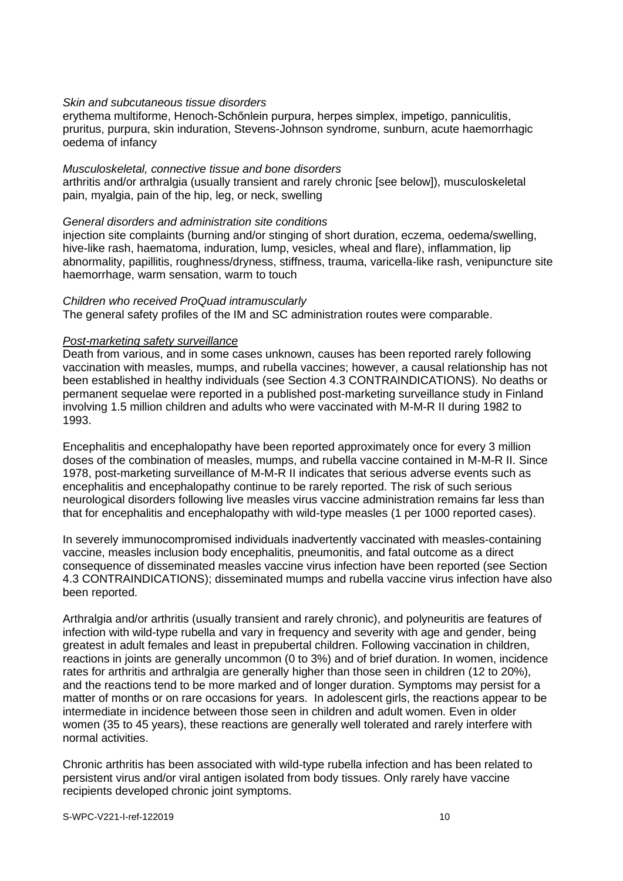*Skin and subcutaneous tissue disorders*
erythema multiforme, Henoch-Schőnlein purpura, herpes simplex, impetigo, panniculitis, pruritus, purpura, skin induration, Stevens-Johnson syndrome, sunburn, acute haemorrhagic oedema of infancy

*Musculoskeletal, connective tissue and bone disorders*
arthritis and/or arthralgia (usually transient and rarely chronic [see below]), musculoskeletal pain, myalgia, pain of the hip, leg, or neck, swelling

*General disorders and administration site conditions*
injection site complaints (burning and/or stinging of short duration, eczema, oedema/swelling, hive-like rash, haematoma, induration, lump, vesicles, wheal and flare), inflammation, lip abnormality, papillitis, roughness/dryness, stiffness, trauma, varicella-like rash, venipuncture site haemorrhage, warm sensation, warm to touch

*Children who received ProQuad intramuscularly*
The general safety profiles of the IM and SC administration routes were comparable.

<u>*Post-marketing safety surveillance*</u>
Death from various, and in some cases unknown, causes has been reported rarely following vaccination with measles, mumps, and rubella vaccines; however, a causal relationship has not been established in healthy individuals (see Section 4.3 CONTRAINDICATIONS). No deaths or permanent sequelae were reported in a published post-marketing surveillance study in Finland involving 1.5 million children and adults who were vaccinated with M-M-R II during 1982 to 1993.

Encephalitis and encephalopathy have been reported approximately once for every 3 million doses of the combination of measles, mumps, and rubella vaccine contained in M-M-R II. Since 1978, post-marketing surveillance of M-M-R II indicates that serious adverse events such as encephalitis and encephalopathy continue to be rarely reported. The risk of such serious neurological disorders following live measles virus vaccine administration remains far less than that for encephalitis and encephalopathy with wild-type measles (1 per 1000 reported cases).

In severely immunocompromised individuals inadvertently vaccinated with measles-containing vaccine, measles inclusion body encephalitis, pneumonitis, and fatal outcome as a direct consequence of disseminated measles vaccine virus infection have been reported (see Section 4.3 CONTRAINDICATIONS); disseminated mumps and rubella vaccine virus infection have also been reported.

Arthralgia and/or arthritis (usually transient and rarely chronic), and polyneuritis are features of infection with wild-type rubella and vary in frequency and severity with age and gender, being greatest in adult females and least in prepubertal children. Following vaccination in children, reactions in joints are generally uncommon (0 to 3%) and of brief duration. In women, incidence rates for arthritis and arthralgia are generally higher than those seen in children (12 to 20%), and the reactions tend to be more marked and of longer duration. Symptoms may persist for a matter of months or on rare occasions for years. In adolescent girls, the reactions appear to be intermediate in incidence between those seen in children and adult women. Even in older women (35 to 45 years), these reactions are generally well tolerated and rarely interfere with normal activities.

Chronic arthritis has been associated with wild-type rubella infection and has been related to persistent virus and/or viral antigen isolated from body tissues. Only rarely have vaccine recipients developed chronic joint symptoms.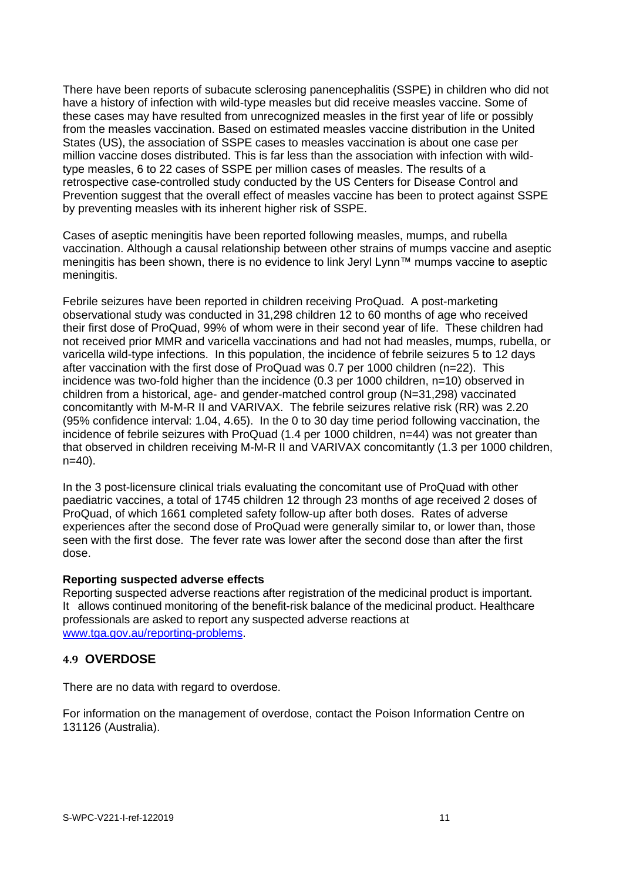There have been reports of subacute sclerosing panencephalitis (SSPE) in children who did not have a history of infection with wild-type measles but did receive measles vaccine. Some of these cases may have resulted from unrecognized measles in the first year of life or possibly from the measles vaccination. Based on estimated measles vaccine distribution in the United States (US), the association of SSPE cases to measles vaccination is about one case per million vaccine doses distributed. This is far less than the association with infection with wild-type measles, 6 to 22 cases of SSPE per million cases of measles. The results of a retrospective case-controlled study conducted by the US Centers for Disease Control and Prevention suggest that the overall effect of measles vaccine has been to protect against SSPE by preventing measles with its inherent higher risk of SSPE.

Cases of aseptic meningitis have been reported following measles, mumps, and rubella vaccination. Although a causal relationship between other strains of mumps vaccine and aseptic meningitis has been shown, there is no evidence to link Jeryl Lynn™ mumps vaccine to aseptic meningitis.

Febrile seizures have been reported in children receiving ProQuad. A post-marketing observational study was conducted in 31,298 children 12 to 60 months of age who received their first dose of ProQuad, 99% of whom were in their second year of life. These children had not received prior MMR and varicella vaccinations and had not had measles, mumps, rubella, or varicella wild-type infections. In this population, the incidence of febrile seizures 5 to 12 days after vaccination with the first dose of ProQuad was 0.7 per 1000 children (n=22). This incidence was two-fold higher than the incidence (0.3 per 1000 children, n=10) observed in children from a historical, age- and gender-matched control group (N=31,298) vaccinated concomitantly with M-M-R II and VARIVAX. The febrile seizures relative risk (RR) was 2.20 (95% confidence interval: 1.04, 4.65). In the 0 to 30 day time period following vaccination, the incidence of febrile seizures with ProQuad (1.4 per 1000 children, n=44) was not greater than that observed in children receiving M-M-R II and VARIVAX concomitantly (1.3 per 1000 children, n=40).

In the 3 post-licensure clinical trials evaluating the concomitant use of ProQuad with other paediatric vaccines, a total of 1745 children 12 through 23 months of age received 2 doses of ProQuad, of which 1661 completed safety follow-up after both doses. Rates of adverse experiences after the second dose of ProQuad were generally similar to, or lower than, those seen with the first dose. The fever rate was lower after the second dose than after the first dose.

**Reporting suspected adverse effects**

Reporting suspected adverse reactions after registration of the medicinal product is important. It allows continued monitoring of the benefit-risk balance of the medicinal product. Healthcare professionals are asked to report any suspected adverse reactions at [www.tga.gov.au/reporting-problems](www.tga.gov.au/reporting-problems).

## 4.9 OVERDOSE

There are no data with regard to overdose.

For information on the management of overdose, contact the Poison Information Centre on 131126 (Australia).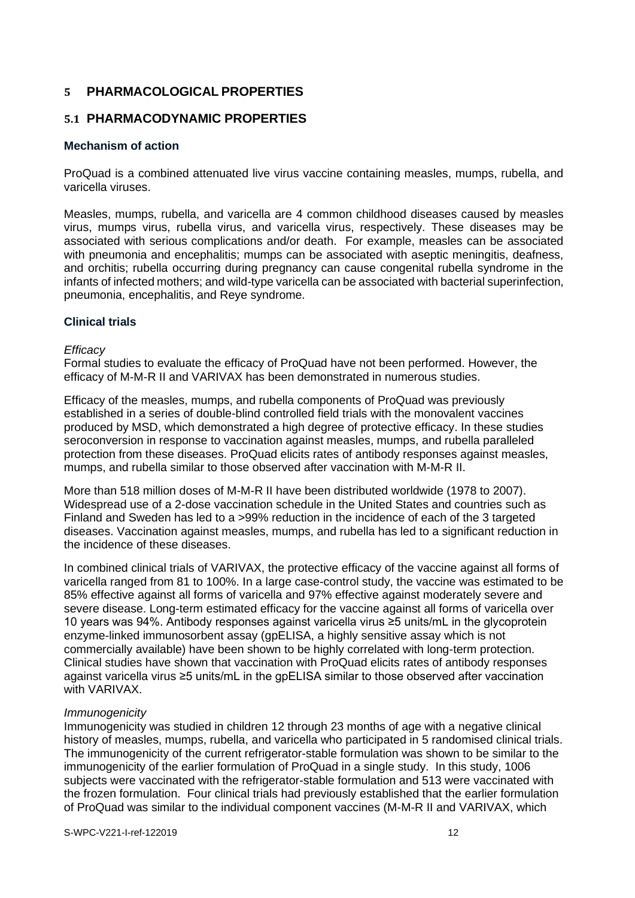# 5 PHARMACOLOGICAL PROPERTIES

## 5.1 PHARMACODYNAMIC PROPERTIES

### Mechanism of action

ProQuad is a combined attenuated live virus vaccine containing measles, mumps, rubella, and varicella viruses.

Measles, mumps, rubella, and varicella are 4 common childhood diseases caused by measles virus, mumps virus, rubella virus, and varicella virus, respectively. These diseases may be associated with serious complications and/or death. For example, measles can be associated with pneumonia and encephalitis; mumps can be associated with aseptic meningitis, deafness, and orchitis; rubella occurring during pregnancy can cause congenital rubella syndrome in the infants of infected mothers; and wild-type varicella can be associated with bacterial superinfection, pneumonia, encephalitis, and Reye syndrome.

### Clinical trials

*Efficacy*

Formal studies to evaluate the efficacy of ProQuad have not been performed. However, the efficacy of M-M-R II and VARIVAX has been demonstrated in numerous studies.

Efficacy of the measles, mumps, and rubella components of ProQuad was previously established in a series of double-blind controlled field trials with the monovalent vaccines produced by MSD, which demonstrated a high degree of protective efficacy. In these studies seroconversion in response to vaccination against measles, mumps, and rubella paralleled protection from these diseases. ProQuad elicits rates of antibody responses against measles, mumps, and rubella similar to those observed after vaccination with M-M-R II.

More than 518 million doses of M-M-R II have been distributed worldwide (1978 to 2007). Widespread use of a 2-dose vaccination schedule in the United States and countries such as Finland and Sweden has led to a >99% reduction in the incidence of each of the 3 targeted diseases. Vaccination against measles, mumps, and rubella has led to a significant reduction in the incidence of these diseases.

In combined clinical trials of VARIVAX, the protective efficacy of the vaccine against all forms of varicella ranged from 81 to 100%. In a large case-control study, the vaccine was estimated to be 85% effective against all forms of varicella and 97% effective against moderately severe and severe disease. Long-term estimated efficacy for the vaccine against all forms of varicella over 10 years was 94%. Antibody responses against varicella virus ≥5 units/mL in the glycoprotein enzyme-linked immunosorbent assay (gpELISA, a highly sensitive assay which is not commercially available) have been shown to be highly correlated with long-term protection. Clinical studies have shown that vaccination with ProQuad elicits rates of antibody responses against varicella virus ≥5 units/mL in the gpELISA similar to those observed after vaccination with VARIVAX.

*Immunogenicity*

Immunogenicity was studied in children 12 through 23 months of age with a negative clinical history of measles, mumps, rubella, and varicella who participated in 5 randomised clinical trials. The immunogenicity of the current refrigerator-stable formulation was shown to be similar to the immunogenicity of the earlier formulation of ProQuad in a single study. In this study, 1006 subjects were vaccinated with the refrigerator-stable formulation and 513 were vaccinated with the frozen formulation. Four clinical trials had previously established that the earlier formulation of ProQuad was similar to the individual component vaccines (M-M-R II and VARIVAX, which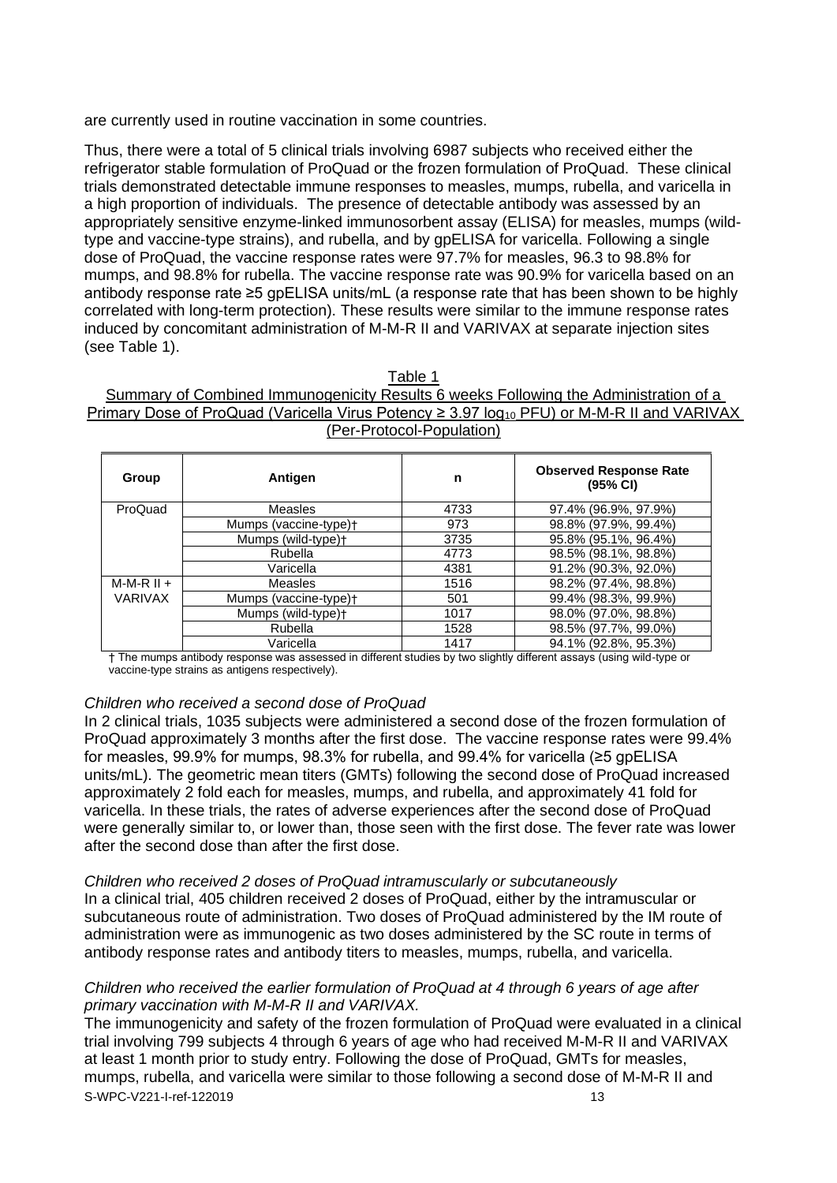are currently used in routine vaccination in some countries.

Thus, there were a total of 5 clinical trials involving 6987 subjects who received either the refrigerator stable formulation of ProQuad or the frozen formulation of ProQuad. These clinical trials demonstrated detectable immune responses to measles, mumps, rubella, and varicella in a high proportion of individuals. The presence of detectable antibody was assessed by an appropriately sensitive enzyme-linked immunosorbent assay (ELISA) for measles, mumps (wild-type and vaccine-type strains), and rubella, and by gpELISA for varicella. Following a single dose of ProQuad, the vaccine response rates were 97.7% for measles, 96.3 to 98.8% for mumps, and 98.8% for rubella. The vaccine response rate was 90.9% for varicella based on an antibody response rate ≥5 gpELISA units/mL (a response rate that has been shown to be highly correlated with long-term protection). These results were similar to the immune response rates induced by concomitant administration of M-M-R II and VARIVAX at separate injection sites (see Table 1).

Table 1
Summary of Combined Immunogenicity Results 6 weeks Following the Administration of a Primary Dose of ProQuad (Varicella Virus Potency ≥ 3.97 $log_{10}$ PFU) or M-M-R II and VARIVAX (Per-Protocol-Population)

| Group | Antigen | n | Observed Response Rate (95% CI) |
|---|---|---|---|
| ProQuad | Measles | 4733 | 97.4% (96.9%, 97.9%) |
| | Mumps (vaccine-type)† | 973 | 98.8% (97.9%, 99.4%) |
| | Mumps (wild-type)† | 3735 | 95.8% (95.1%, 96.4%) |
| | Rubella | 4773 | 98.5% (98.1%, 98.8%) |
| | Varicella | 4381 | 91.2% (90.3%, 92.0%) |
| M-M-R II + VARIVAX | Measles | 1516 | 98.2% (97.4%, 98.8%) |
| | Mumps (vaccine-type)† | 501 | 99.4% (98.3%, 99.9%) |
| | Mumps (wild-type)† | 1017 | 98.0% (97.0%, 98.8%) |
| | Rubella | 1528 | 98.5% (97.7%, 99.0%) |
| | Varicella | 1417 | 94.1% (92.8%, 95.3%) |

† The mumps antibody response was assessed in different studies by two slightly different assays (using wild-type or vaccine-type strains as antigens respectively).

*Children who received a second dose of ProQuad*

In 2 clinical trials, 1035 subjects were administered a second dose of the frozen formulation of ProQuad approximately 3 months after the first dose. The vaccine response rates were 99.4% for measles, 99.9% for mumps, 98.3% for rubella, and 99.4% for varicella (≥5 gpELISA units/mL). The geometric mean titers (GMTs) following the second dose of ProQuad increased approximately 2 fold each for measles, mumps, and rubella, and approximately 41 fold for varicella. In these trials, the rates of adverse experiences after the second dose of ProQuad were generally similar to, or lower than, those seen with the first dose. The fever rate was lower after the second dose than after the first dose.

*Children who received 2 doses of ProQuad intramuscularly or subcutaneously*

In a clinical trial, 405 children received 2 doses of ProQuad, either by the intramuscular or subcutaneous route of administration. Two doses of ProQuad administered by the IM route of administration were as immunogenic as two doses administered by the SC route in terms of antibody response rates and antibody titers to measles, mumps, rubella, and varicella.

*Children who received the earlier formulation of ProQuad at 4 through 6 years of age after primary vaccination with M-M-R II and VARIVAX.*

The immunogenicity and safety of the frozen formulation of ProQuad were evaluated in a clinical trial involving 799 subjects 4 through 6 years of age who had received M-M-R II and VARIVAX at least 1 month prior to study entry. Following the dose of ProQuad, GMTs for measles, mumps, rubella, and varicella were similar to those following a second dose of M-M-R II and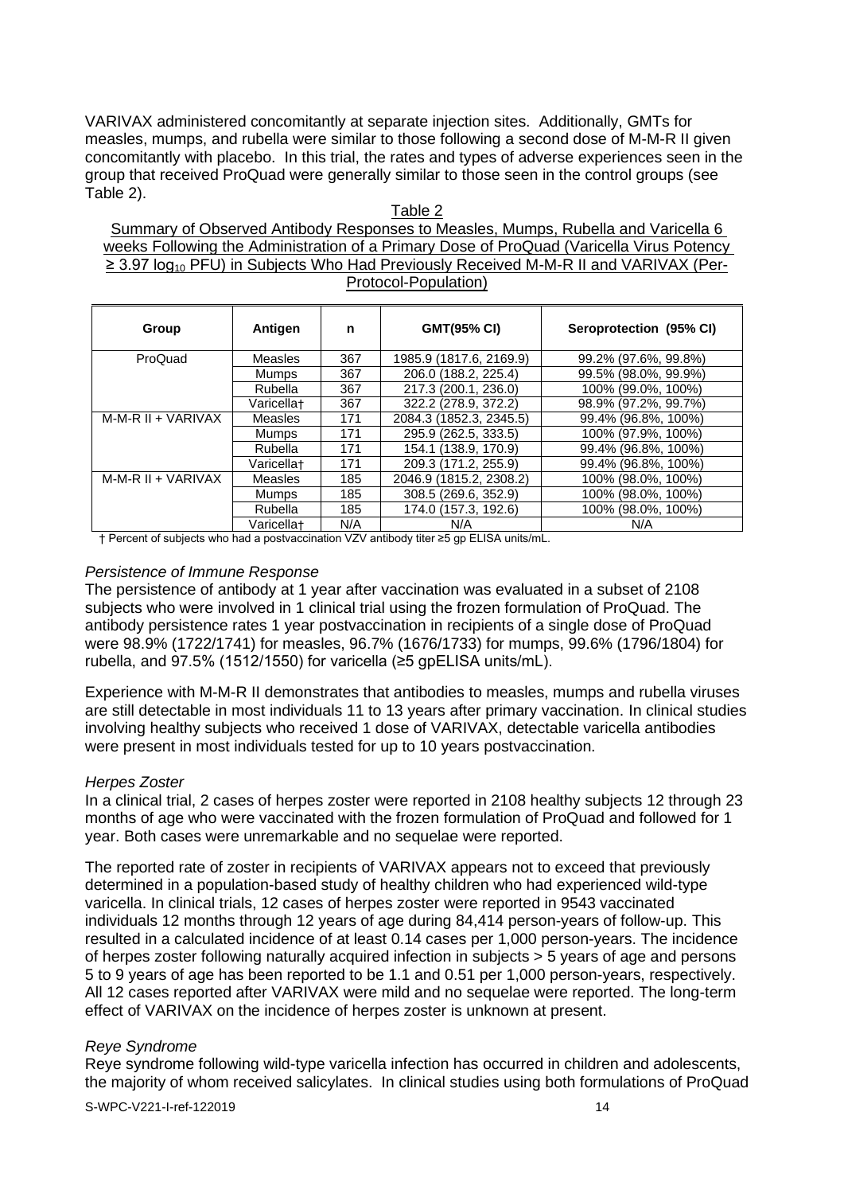VARIVAX administered concomitantly at separate injection sites. Additionally, GMTs for measles, mumps, and rubella were similar to those following a second dose of M-M-R II given concomitantly with placebo. In this trial, the rates and types of adverse experiences seen in the group that received ProQuad were generally similar to those seen in the control groups (see Table 2).

Table 2

Summary of Observed Antibody Responses to Measles, Mumps, Rubella and Varicella 6 weeks Following the Administration of a Primary Dose of ProQuad (Varicella Virus Potency ≥ 3.97 $log_{10}$ PFU) in Subjects Who Had Previously Received M-M-R II and VARIVAX (Per-Protocol-Population)

| Group | Antigen | n | GMT(95% CI) | Seroprotection (95% CI) |
|---|---|---|---|---|
| ProQuad | Measles | 367 | 1985.9 (1817.6, 2169.9) | 99.2% (97.6%, 99.8%) |
| | Mumps | 367 | 206.0 (188.2, 225.4) | 99.5% (98.0%, 99.9%) |
| | Rubella | 367 | 217.3 (200.1, 236.0) | 100% (99.0%, 100%) |
| | Varicella† | 367 | 322.2 (278.9, 372.2) | 98.9% (97.2%, 99.7%) |
| M-M-R II + VARIVAX | Measles | 171 | 2084.3 (1852.3, 2345.5) | 99.4% (96.8%, 100%) |
| | Mumps | 171 | 295.9 (262.5, 333.5) | 100% (97.9%, 100%) |
| | Rubella | 171 | 154.1 (138.9, 170.9) | 99.4% (96.8%, 100%) |
| | Varicella† | 171 | 209.3 (171.2, 255.9) | 99.4% (96.8%, 100%) |
| M-M-R II + VARIVAX | Measles | 185 | 2046.9 (1815.2, 2308.2) | 100% (98.0%, 100%) |
| | Mumps | 185 | 308.5 (269.6, 352.9) | 100% (98.0%, 100%) |
| | Rubella | 185 | 174.0 (157.3, 192.6) | 100% (98.0%, 100%) |
| | Varicella† | N/A | N/A | N/A |

† Percent of subjects who had a postvaccination VZV antibody titer ≥5 gp ELISA units/mL.

*Persistence of Immune Response*

The persistence of antibody at 1 year after vaccination was evaluated in a subset of 2108 subjects who were involved in 1 clinical trial using the frozen formulation of ProQuad. The antibody persistence rates 1 year postvaccination in recipients of a single dose of ProQuad were 98.9% (1722/1741) for measles, 96.7% (1676/1733) for mumps, 99.6% (1796/1804) for rubella, and 97.5% (1512/1550) for varicella (≥5 gpELISA units/mL).

Experience with M-M-R II demonstrates that antibodies to measles, mumps and rubella viruses are still detectable in most individuals 11 to 13 years after primary vaccination. In clinical studies involving healthy subjects who received 1 dose of VARIVAX, detectable varicella antibodies were present in most individuals tested for up to 10 years postvaccination.

*Herpes Zoster*

In a clinical trial, 2 cases of herpes zoster were reported in 2108 healthy subjects 12 through 23 months of age who were vaccinated with the frozen formulation of ProQuad and followed for 1 year. Both cases were unremarkable and no sequelae were reported.

The reported rate of zoster in recipients of VARIVAX appears not to exceed that previously determined in a population-based study of healthy children who had experienced wild-type varicella. In clinical trials, 12 cases of herpes zoster were reported in 9543 vaccinated individuals 12 months through 12 years of age during 84,414 person-years of follow-up. This resulted in a calculated incidence of at least 0.14 cases per 1,000 person-years. The incidence of herpes zoster following naturally acquired infection in subjects > 5 years of age and persons 5 to 9 years of age has been reported to be 1.1 and 0.51 per 1,000 person-years, respectively. All 12 cases reported after VARIVAX were mild and no sequelae were reported. The long-term effect of VARIVAX on the incidence of herpes zoster is unknown at present.

*Reye Syndrome*

Reye syndrome following wild-type varicella infection has occurred in children and adolescents, the majority of whom received salicylates. In clinical studies using both formulations of ProQuad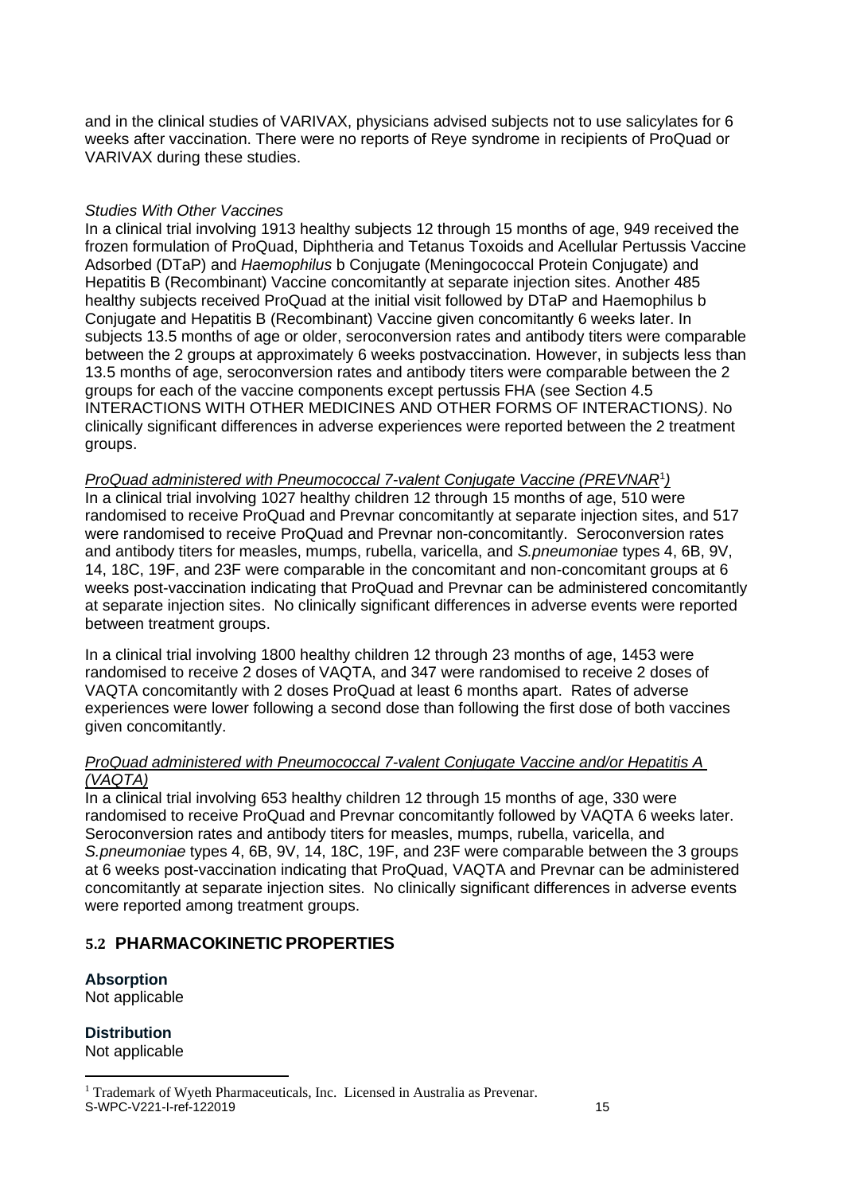and in the clinical studies of VARIVAX, physicians advised subjects not to use salicylates for 6 weeks after vaccination. There were no reports of Reye syndrome in recipients of ProQuad or VARIVAX during these studies.

*Studies With Other Vaccines*

In a clinical trial involving 1913 healthy subjects 12 through 15 months of age, 949 received the frozen formulation of ProQuad, Diphtheria and Tetanus Toxoids and Acellular Pertussis Vaccine Adsorbed (DTaP) and *Haemophilus* b Conjugate (Meningococcal Protein Conjugate) and Hepatitis B (Recombinant) Vaccine concomitantly at separate injection sites. Another 485 healthy subjects received ProQuad at the initial visit followed by DTaP and Haemophilus b Conjugate and Hepatitis B (Recombinant) Vaccine given concomitantly 6 weeks later. In subjects 13.5 months of age or older, seroconversion rates and antibody titers were comparable between the 2 groups at approximately 6 weeks postvaccination. However, in subjects less than 13.5 months of age, seroconversion rates and antibody titers were comparable between the 2 groups for each of the vaccine components except pertussis FHA (see Section 4.5 INTERACTIONS WITH OTHER MEDICINES AND OTHER FORMS OF INTERACTIONS*)*. No clinically significant differences in adverse experiences were reported between the 2 treatment groups.

*ProQuad administered with Pneumococcal 7-valent Conjugate Vaccine (PREVNAR[1])*

In a clinical trial involving 1027 healthy children 12 through 15 months of age, 510 were randomised to receive ProQuad and Prevnar concomitantly at separate injection sites, and 517 were randomised to receive ProQuad and Prevnar non-concomitantly. Seroconversion rates and antibody titers for measles, mumps, rubella, varicella, and *S.pneumoniae* types 4, 6B, 9V, 14, 18C, 19F, and 23F were comparable in the concomitant and non-concomitant groups at 6 weeks post-vaccination indicating that ProQuad and Prevnar can be administered concomitantly at separate injection sites. No clinically significant differences in adverse events were reported between treatment groups.

In a clinical trial involving 1800 healthy children 12 through 23 months of age, 1453 were randomised to receive 2 doses of VAQTA, and 347 were randomised to receive 2 doses of VAQTA concomitantly with 2 doses ProQuad at least 6 months apart. Rates of adverse experiences were lower following a second dose than following the first dose of both vaccines given concomitantly.

*ProQuad administered with Pneumococcal 7-valent Conjugate Vaccine and/or Hepatitis A (VAQTA)*

In a clinical trial involving 653 healthy children 12 through 15 months of age, 330 were randomised to receive ProQuad and Prevnar concomitantly followed by VAQTA 6 weeks later. Seroconversion rates and antibody titers for measles, mumps, rubella, varicella, and *S.pneumoniae* types 4, 6B, 9V, 14, 18C, 19F, and 23F were comparable between the 3 groups at 6 weeks post-vaccination indicating that ProQuad, VAQTA and Prevnar can be administered concomitantly at separate injection sites. No clinically significant differences in adverse events were reported among treatment groups.

## 5.2 PHARMACOKINETIC PROPERTIES

**Absorption**

Not applicable

**Distribution**

Not applicable

[1] Trademark of Wyeth Pharmaceuticals, Inc. Licensed in Australia as Prevenar.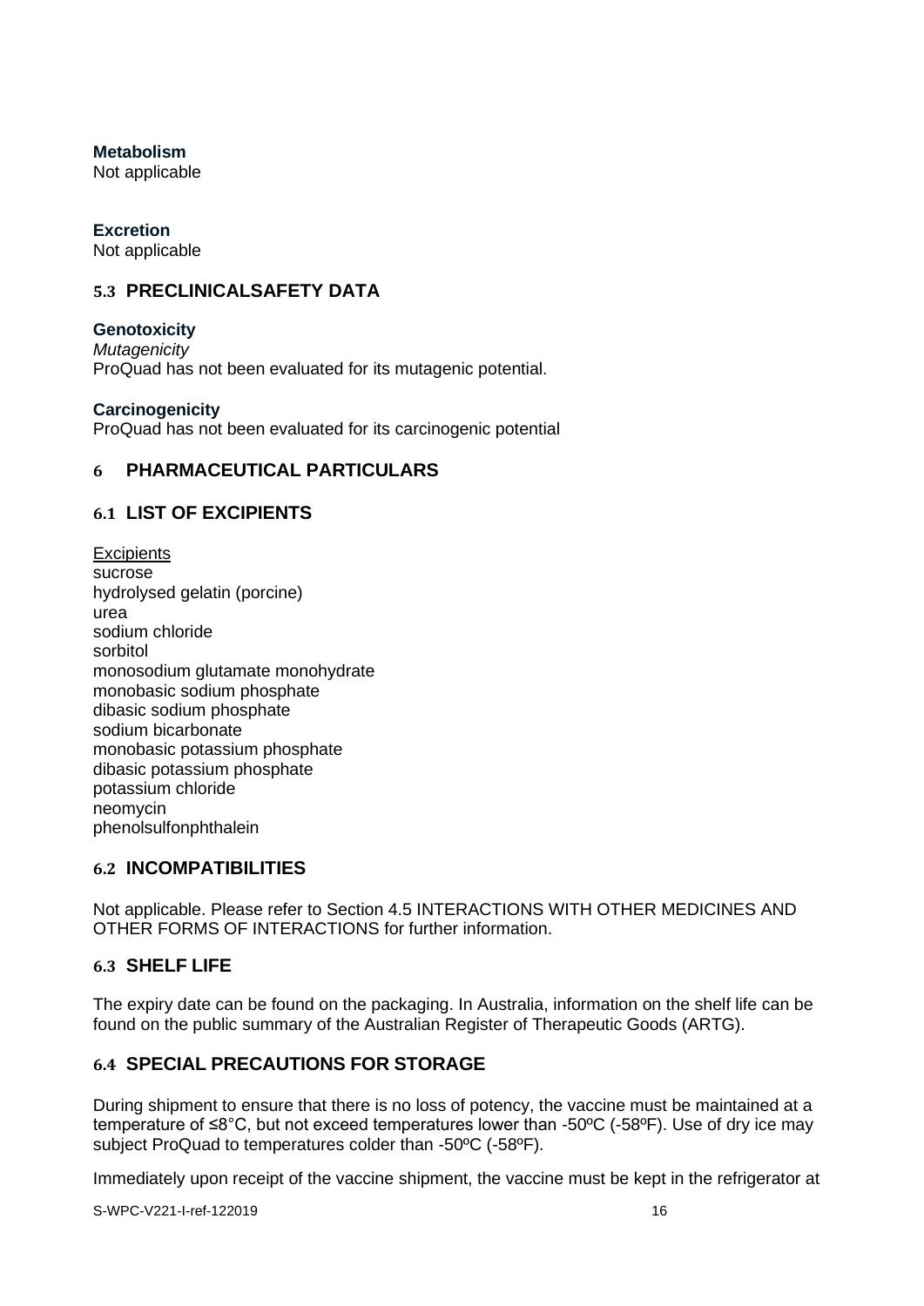**Metabolism**

Not applicable

**Excretion**

Not applicable

## 5.3 PRECLINICALSAFETY DATA

**Genotoxicity**

*Mutagenicity*

ProQuad has not been evaluated for its mutagenic potential.

**Carcinogenicity**

ProQuad has not been evaluated for its carcinogenic potential

# 6 PHARMACEUTICAL PARTICULARS

## 6.1 LIST OF EXCIPIENTS

Excipients

sucrose
hydrolysed gelatin (porcine)
urea
sodium chloride
sorbitol
monosodium glutamate monohydrate
monobasic sodium phosphate
dibasic sodium phosphate
sodium bicarbonate
monobasic potassium phosphate
dibasic potassium phosphate
potassium chloride
neomycin
phenolsulfonphthalein

## 6.2 INCOMPATIBILITIES

Not applicable. Please refer to Section 4.5 INTERACTIONS WITH OTHER MEDICINES AND OTHER FORMS OF INTERACTIONS for further information.

## 6.3 SHELF LIFE

The expiry date can be found on the packaging. In Australia, information on the shelf life can be found on the public summary of the Australian Register of Therapeutic Goods (ARTG).

## 6.4 SPECIAL PRECAUTIONS FOR STORAGE

During shipment to ensure that there is no loss of potency, the vaccine must be maintained at a temperature of ≤8°C, but not exceed temperatures lower than -50ºC (-58ºF). Use of dry ice may subject ProQuad to temperatures colder than -50ºC (-58ºF).

Immediately upon receipt of the vaccine shipment, the vaccine must be kept in the refrigerator at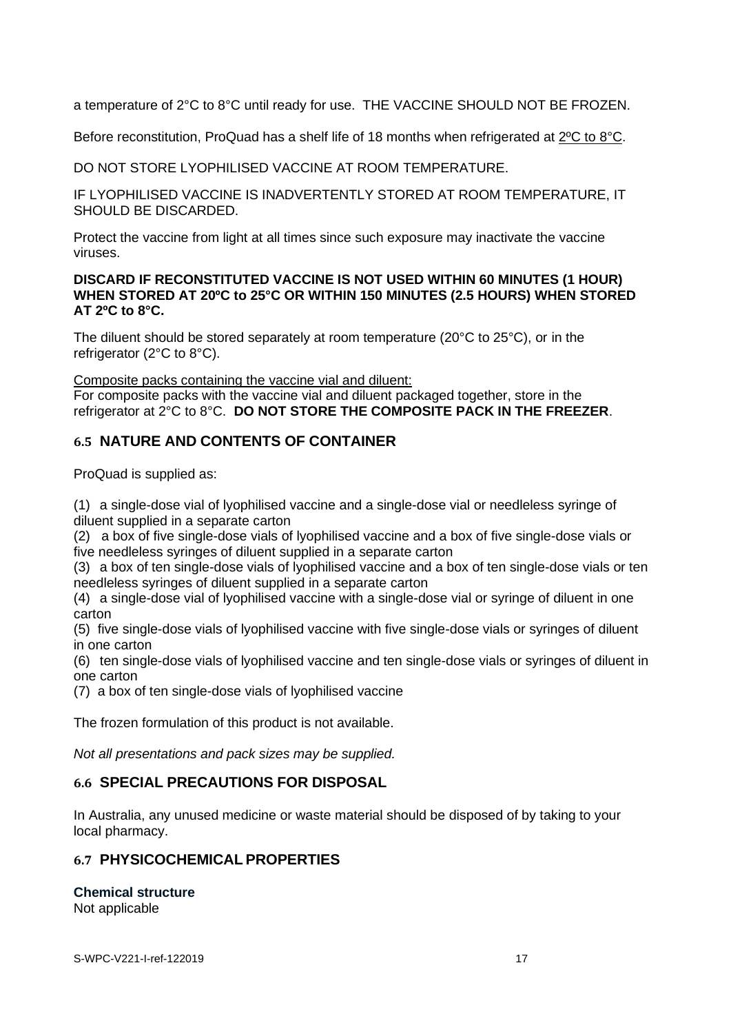a temperature of 2°C to 8°C until ready for use. THE VACCINE SHOULD NOT BE FROZEN.

Before reconstitution, ProQuad has a shelf life of 18 months when refrigerated at 2ºC to 8°C.

DO NOT STORE LYOPHILISED VACCINE AT ROOM TEMPERATURE.

IF LYOPHILISED VACCINE IS INADVERTENTLY STORED AT ROOM TEMPERATURE, IT SHOULD BE DISCARDED.

Protect the vaccine from light at all times since such exposure may inactivate the vaccine viruses.

**DISCARD IF RECONSTITUTED VACCINE IS NOT USED WITHIN 60 MINUTES (1 HOUR) WHEN STORED AT 20ºC to 25°C OR WITHIN 150 MINUTES (2.5 HOURS) WHEN STORED AT 2ºC to 8°C.**

The diluent should be stored separately at room temperature (20°C to 25°C), or in the refrigerator (2°C to 8°C).

Composite packs containing the vaccine vial and diluent:
For composite packs with the vaccine vial and diluent packaged together, store in the refrigerator at 2°C to 8°C. **DO NOT STORE THE COMPOSITE PACK IN THE FREEZER**.

## 6.5 NATURE AND CONTENTS OF CONTAINER

ProQuad is supplied as:

(1) a single-dose vial of lyophilised vaccine and a single-dose vial or needleless syringe of diluent supplied in a separate carton
(2) a box of five single-dose vials of lyophilised vaccine and a box of five single-dose vials or five needleless syringes of diluent supplied in a separate carton
(3) a box of ten single-dose vials of lyophilised vaccine and a box of ten single-dose vials or ten needleless syringes of diluent supplied in a separate carton
(4) a single-dose vial of lyophilised vaccine with a single-dose vial or syringe of diluent in one carton
(5) five single-dose vials of lyophilised vaccine with five single-dose vials or syringes of diluent in one carton
(6) ten single-dose vials of lyophilised vaccine and ten single-dose vials or syringes of diluent in one carton
(7) a box of ten single-dose vials of lyophilised vaccine

The frozen formulation of this product is not available.

*Not all presentations and pack sizes may be supplied.*

## 6.6 SPECIAL PRECAUTIONS FOR DISPOSAL

In Australia, any unused medicine or waste material should be disposed of by taking to your local pharmacy.

## 6.7 PHYSICOCHEMICAL PROPERTIES

**Chemical structure**
Not applicable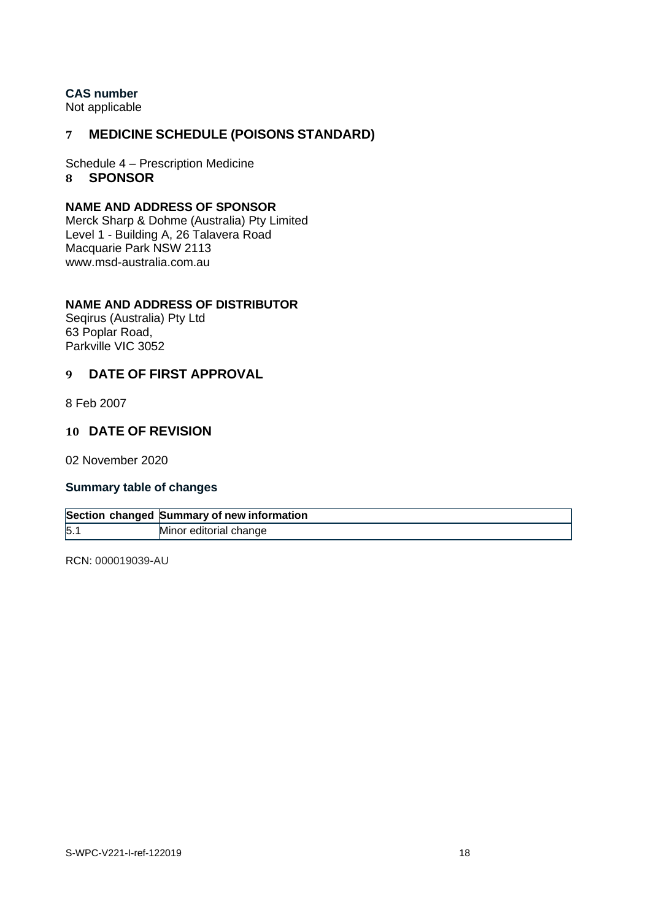**CAS number**
Not applicable

## 7 MEDICINE SCHEDULE (POISONS STANDARD)

Schedule 4 – Prescription Medicine

## 8 SPONSOR

**NAME AND ADDRESS OF SPONSOR**
Merck Sharp & Dohme (Australia) Pty Limited
Level 1 - Building A, 26 Talavera Road
Macquarie Park NSW 2113
www.msd-australia.com.au

**NAME AND ADDRESS OF DISTRIBUTOR**
Seqirus (Australia) Pty Ltd
63 Poplar Road,
Parkville VIC 3052

## 9 DATE OF FIRST APPROVAL

8 Feb 2007

## 10 DATE OF REVISION

02 November 2020

### Summary table of changes

| Section changed | Summary of new information |
|---|---|
| 5.1 | Minor editorial change |

RCN: 000019039-AU

S-WPC-V221-I-ref-122019